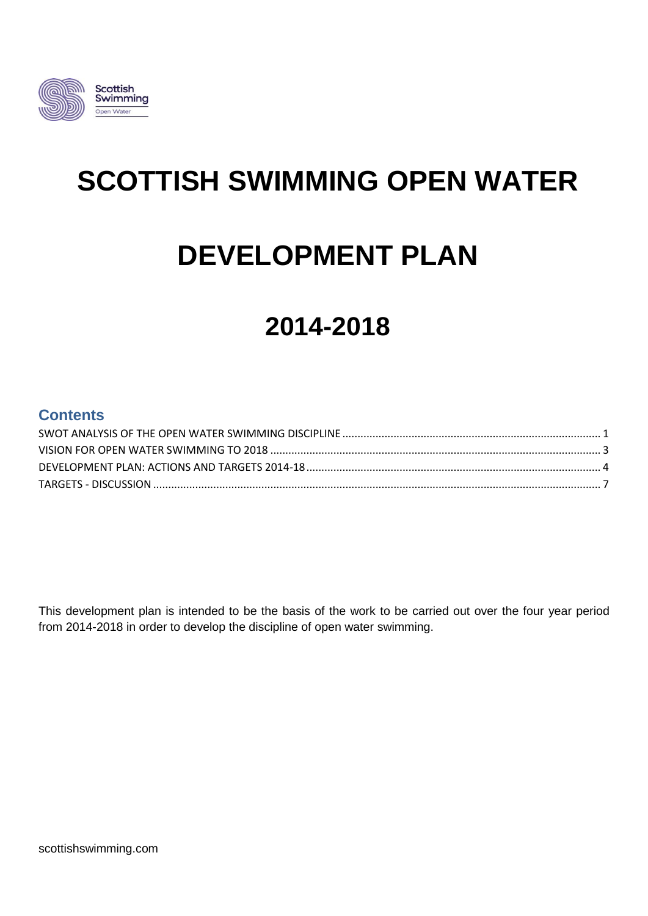# SCOTTISH SWIMMING OPEN WATER

# DEVELOPMENT PLAN

# 2014-2018

## Contents

SWOT ANALYSIS OF THE OPEN WATER SWIMMING DISCIPLINE ..... 1
VISION FOR OPEN WATER SWIMMING TO 2018 ..... 3
DEVELOPMENT PLAN: ACTIONS AND TARGETS 2014-18 ..... 4
TARGETS - DISCUSSION ..... 7

This development plan is intended to be the basis of the work to be carried out over the four year period from 2014-2018 in order to develop the discipline of open water swimming.

scottishswimming.com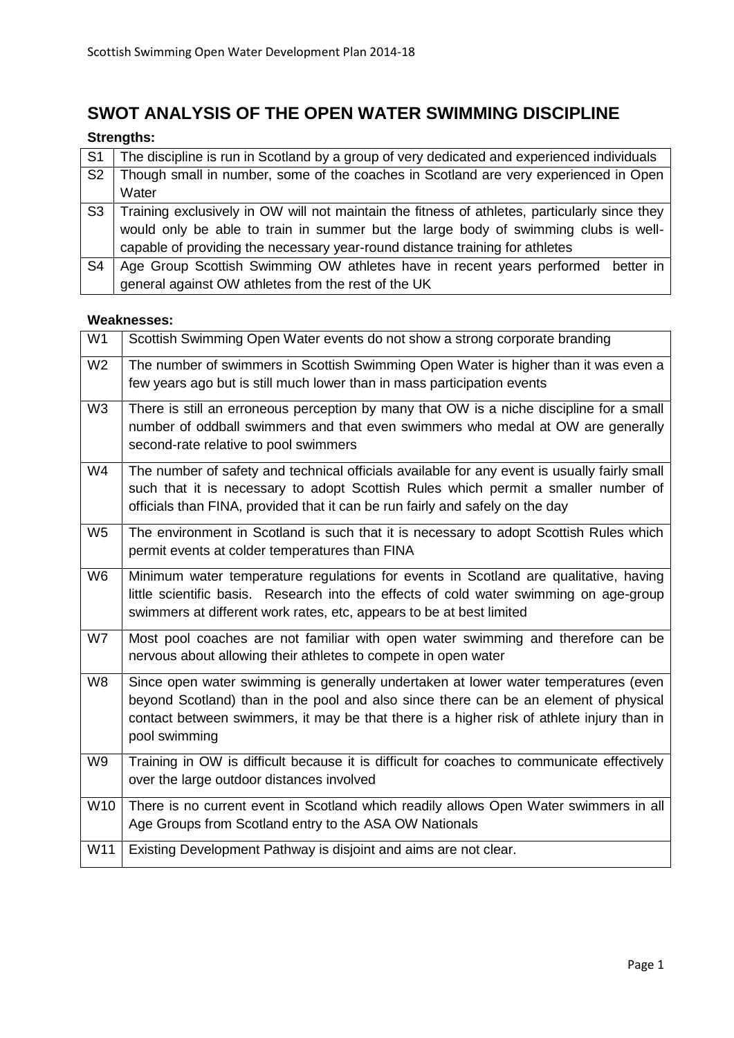# SWOT ANALYSIS OF THE OPEN WATER SWIMMING DISCIPLINE

**Strengths:**

| | |
|---|---|
| S1 | The discipline is run in Scotland by a group of very dedicated and experienced individuals |
| S2 | Though small in number, some of the coaches in Scotland are very experienced in Open Water |
| S3 | Training exclusively in OW will not maintain the fitness of athletes, particularly since they would only be able to train in summer but the large body of swimming clubs is well-capable of providing the necessary year-round distance training for athletes |
| S4 | Age Group Scottish Swimming OW athletes have in recent years performed better in general against OW athletes from the rest of the UK |

**Weaknesses:**

| | |
|---|---|
| W1 | Scottish Swimming Open Water events do not show a strong corporate branding |
| W2 | The number of swimmers in Scottish Swimming Open Water is higher than it was even a few years ago but is still much lower than in mass participation events |
| W3 | There is still an erroneous perception by many that OW is a niche discipline for a small number of oddball swimmers and that even swimmers who medal at OW are generally second-rate relative to pool swimmers |
| W4 | The number of safety and technical officials available for any event is usually fairly small such that it is necessary to adopt Scottish Rules which permit a smaller number of officials than FINA, provided that it can be run fairly and safely on the day |
| W5 | The environment in Scotland is such that it is necessary to adopt Scottish Rules which permit events at colder temperatures than FINA |
| W6 | Minimum water temperature regulations for events in Scotland are qualitative, having little scientific basis. Research into the effects of cold water swimming on age-group swimmers at different work rates, etc, appears to be at best limited |
| W7 | Most pool coaches are not familiar with open water swimming and therefore can be nervous about allowing their athletes to compete in open water |
| W8 | Since open water swimming is generally undertaken at lower water temperatures (even beyond Scotland) than in the pool and also since there can be an element of physical contact between swimmers, it may be that there is a higher risk of athlete injury than in pool swimming |
| W9 | Training in OW is difficult because it is difficult for coaches to communicate effectively over the large outdoor distances involved |
| W10 | There is no current event in Scotland which readily allows Open Water swimmers in all Age Groups from Scotland entry to the ASA OW Nationals |
| W11 | Existing Development Pathway is disjoint and aims are not clear. |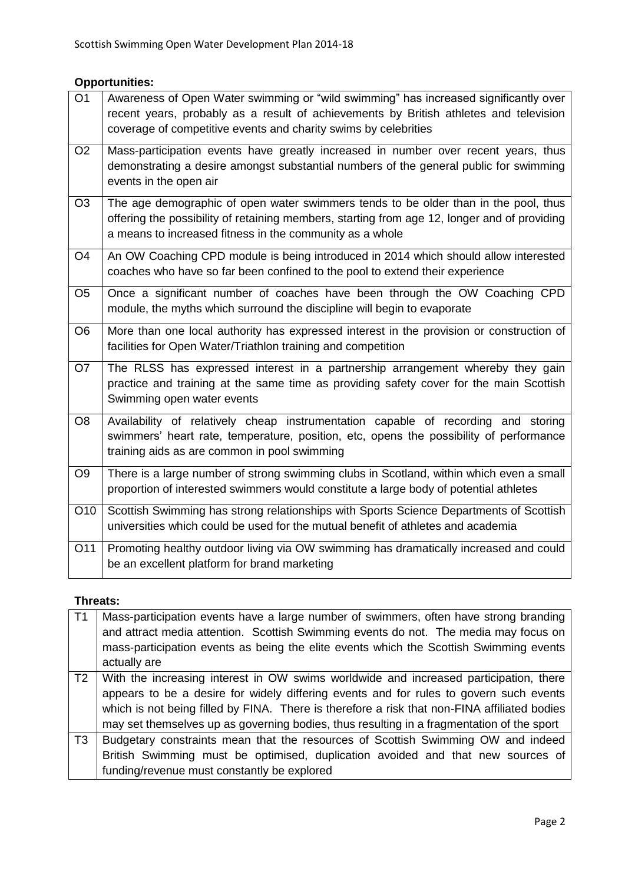**Opportunities:**

| | |
|---|---|
| O1 | Awareness of Open Water swimming or "wild swimming" has increased significantly over recent years, probably as a result of achievements by British athletes and television coverage of competitive events and charity swims by celebrities |
| O2 | Mass-participation events have greatly increased in number over recent years, thus demonstrating a desire amongst substantial numbers of the general public for swimming events in the open air |
| O3 | The age demographic of open water swimmers tends to be older than in the pool, thus offering the possibility of retaining members, starting from age 12, longer and of providing a means to increased fitness in the community as a whole |
| O4 | An OW Coaching CPD module is being introduced in 2014 which should allow interested coaches who have so far been confined to the pool to extend their experience |
| O5 | Once a significant number of coaches have been through the OW Coaching CPD module, the myths which surround the discipline will begin to evaporate |
| O6 | More than one local authority has expressed interest in the provision or construction of facilities for Open Water/Triathlon training and competition |
| O7 | The RLSS has expressed interest in a partnership arrangement whereby they gain practice and training at the same time as providing safety cover for the main Scottish Swimming open water events |
| O8 | Availability of relatively cheap instrumentation capable of recording and storing swimmers' heart rate, temperature, position, etc, opens the possibility of performance training aids as are common in pool swimming |
| O9 | There is a large number of strong swimming clubs in Scotland, within which even a small proportion of interested swimmers would constitute a large body of potential athletes |
| O10 | Scottish Swimming has strong relationships with Sports Science Departments of Scottish universities which could be used for the mutual benefit of athletes and academia |
| O11 | Promoting healthy outdoor living via OW swimming has dramatically increased and could be an excellent platform for brand marketing |

**Threats:**

| | |
|---|---|
| T1 | Mass-participation events have a large number of swimmers, often have strong branding and attract media attention. Scottish Swimming events do not. The media may focus on mass-participation events as being the elite events which the Scottish Swimming events actually are |
| T2 | With the increasing interest in OW swims worldwide and increased participation, there appears to be a desire for widely differing events and for rules to govern such events which is not being filled by FINA. There is therefore a risk that non-FINA affiliated bodies may set themselves up as governing bodies, thus resulting in a fragmentation of the sport |
| T3 | Budgetary constraints mean that the resources of Scottish Swimming OW and indeed British Swimming must be optimised, duplication avoided and that new sources of funding/revenue must constantly be explored |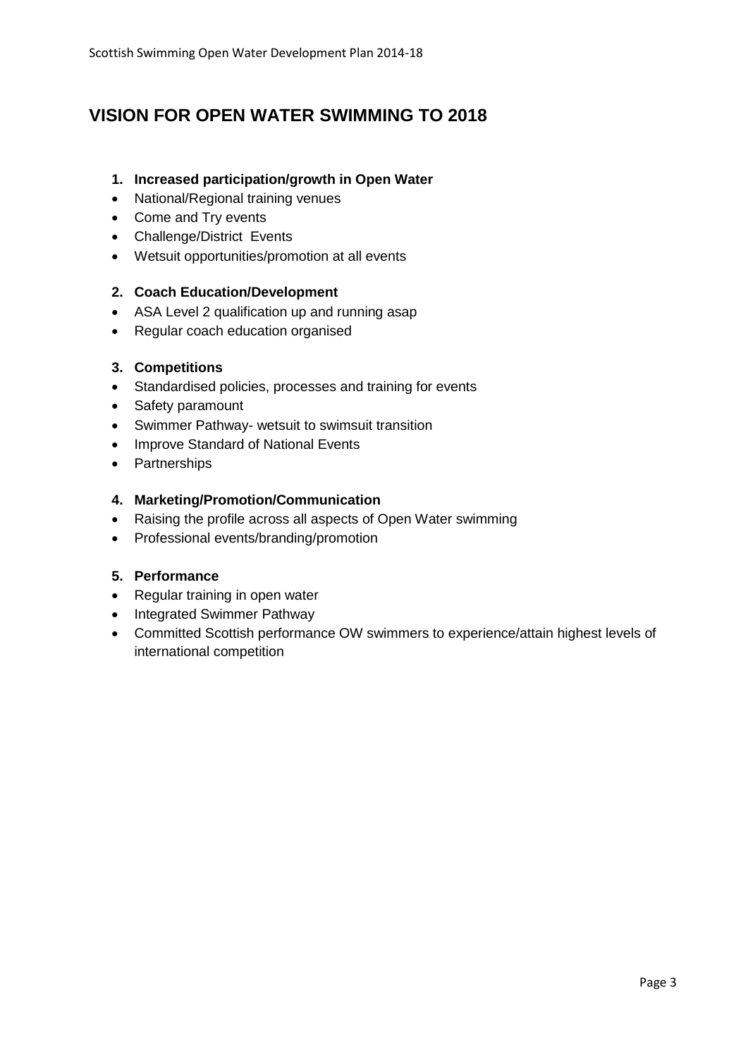# VISION FOR OPEN WATER SWIMMING TO 2018

1. **Increased participation/growth in Open Water**

- National/Regional training venues
- Come and Try events
- Challenge/District Events
- Wetsuit opportunities/promotion at all events

2. **Coach Education/Development**

- ASA Level 2 qualification up and running asap
- Regular coach education organised

3. **Competitions**

- Standardised policies, processes and training for events
- Safety paramount
- Swimmer Pathway- wetsuit to swimsuit transition
- Improve Standard of National Events
- Partnerships

4. **Marketing/Promotion/Communication**

- Raising the profile across all aspects of Open Water swimming
- Professional events/branding/promotion

5. **Performance**

- Regular training in open water
- Integrated Swimmer Pathway
- Committed Scottish performance OW swimmers to experience/attain highest levels of international competition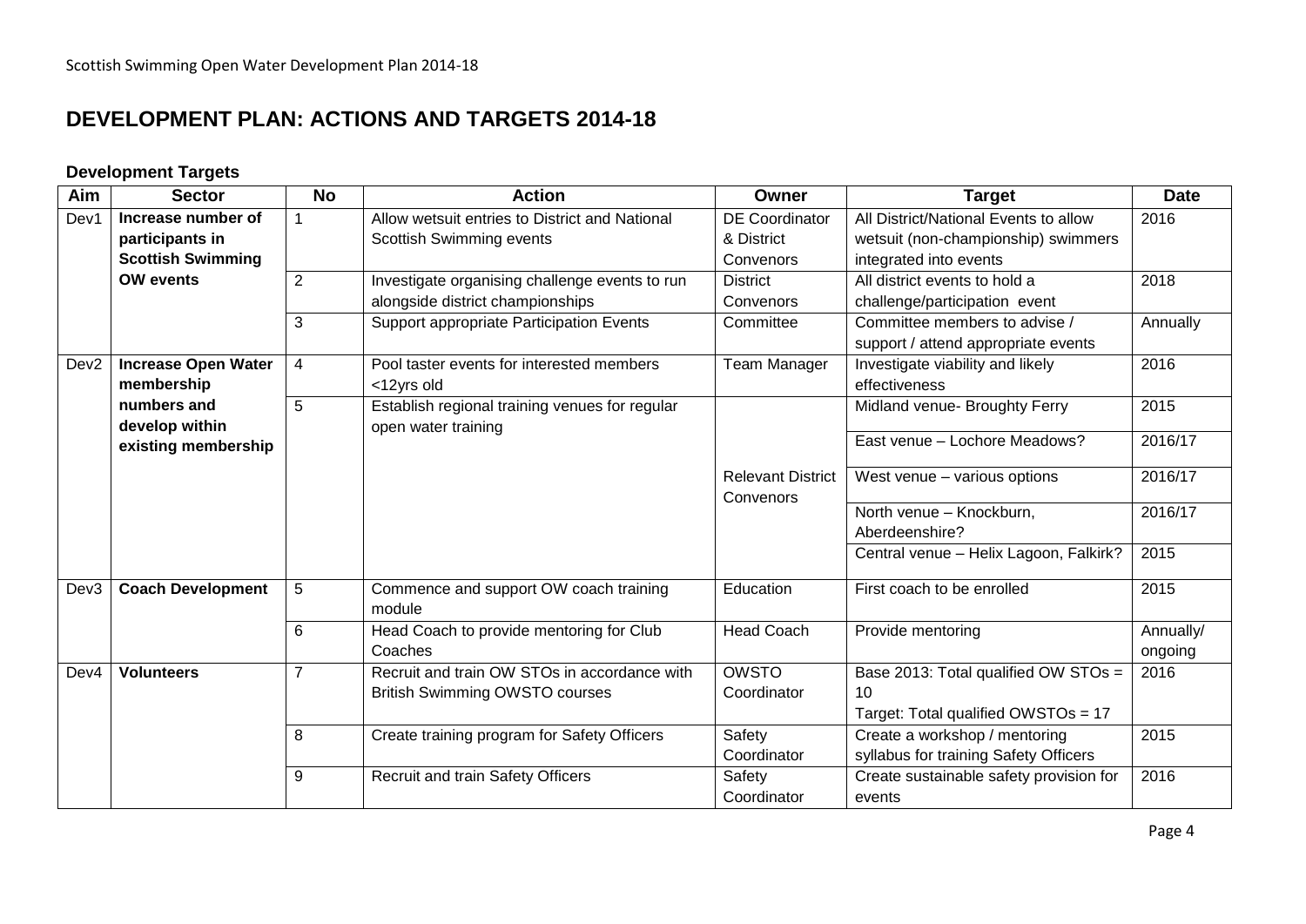# DEVELOPMENT PLAN: ACTIONS AND TARGETS 2014-18

### Development Targets

| Aim | Sector | No | Action | Owner | Target | Date |
|---|---|---|---|---|---|---|
| Dev1 | **Increase number of participants in Scottish Swimming OW events** | 1 | Allow wetsuit entries to District and National Scottish Swimming events | DE Coordinator & District Convenors | All District/National Events to allow wetsuit (non-championship) swimmers integrated into events | 2016 |
| | | 2 | Investigate organising challenge events to run alongside district championships | District Convenors | All district events to hold a challenge/participation event | 2018 |
| | | 3 | Support appropriate Participation Events | Committee | Committee members to advise / support / attend appropriate events | Annually |
| Dev2 | **Increase Open Water membership numbers and develop within existing membership** | 4 | Pool taster events for interested members <12yrs old | Team Manager | Investigate viability and likely effectiveness | 2016 |
| | | 5 | Establish regional training venues for regular open water training | Relevant District Convenors | Midland venue- Broughty Ferry | 2015 |
| | | | | | East venue – Lochore Meadows? | 2016/17 |
| | | | | | West venue – various options | 2016/17 |
| | | | | | North venue – Knockburn, Aberdeenshire? | 2016/17 |
| | | | | | Central venue – Helix Lagoon, Falkirk? | 2015 |
| Dev3 | **Coach Development** | 5 | Commence and support OW coach training module | Education | First coach to be enrolled | 2015 |
| | | 6 | Head Coach to provide mentoring for Club Coaches | Head Coach | Provide mentoring | Annually/ ongoing |
| Dev4 | **Volunteers** | 7 | Recruit and train OW STOs in accordance with British Swimming OWSTO courses | OWSTO Coordinator | Base 2013: Total qualified OW STOs = 10<br>Target: Total qualified OWSTOs = 17 | 2016 |
| | | 8 | Create training program for Safety Officers | Safety Coordinator | Create a workshop / mentoring syllabus for training Safety Officers | 2015 |
| | | 9 | Recruit and train Safety Officers | Safety Coordinator | Create sustainable safety provision for events | 2016 |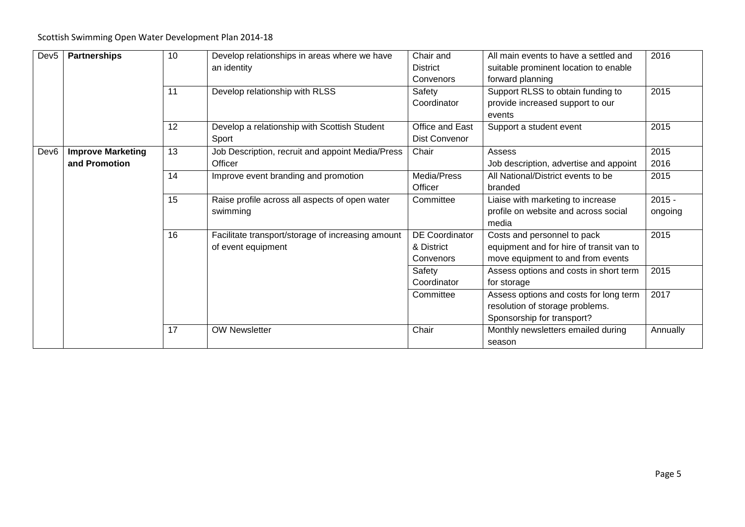| Dev5 | **Partnerships** | 10 | Develop relationships in areas where we have an identity | Chair and District Convenors | All main events to have a settled and suitable prominent location to enable forward planning | 2016 |
|---|---|---|---|---|---|---|
| | | 11 | Develop relationship with RLSS | Safety Coordinator | Support RLSS to obtain funding to provide increased support to our events | 2015 |
| | | 12 | Develop a relationship with Scottish Student Sport | Office and East Dist Convenor | Support a student event | 2015 |
| Dev6 | **Improve Marketing and Promotion** | 13 | Job Description, recruit and appoint Media/Press Officer | Chair | Assess<br>Job description, advertise and appoint | 2015<br>2016 |
| | | 14 | Improve event branding and promotion | Media/Press Officer | All National/District events to be branded | 2015 |
| | | 15 | Raise profile across all aspects of open water swimming | Committee | Liaise with marketing to increase profile on website and across social media | 2015 - ongoing |
| | | 16 | Facilitate transport/storage of increasing amount of event equipment | DE Coordinator & District Convenors | Costs and personnel to pack equipment and for hire of transit van to move equipment to and from events | 2015 |
| | | | | Safety Coordinator | Assess options and costs in short term for storage | 2015 |
| | | | | Committee | Assess options and costs for long term resolution of storage problems. Sponsorship for transport? | 2017 |
| | | 17 | OW Newsletter | Chair | Monthly newsletters emailed during season | Annually |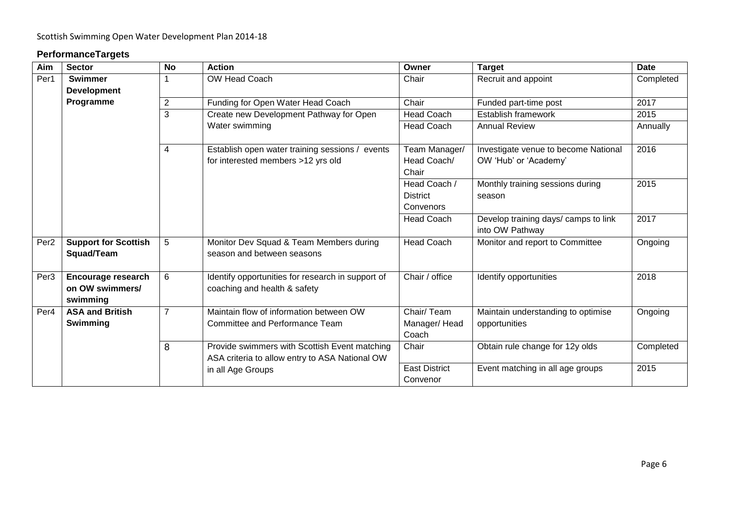## PerformanceTargets

| Aim | Sector | No | Action | Owner | Target | Date |
|---|---|---|---|---|---|---|
| Per1 | **Swimmer Development Programme** | 1 | OW Head Coach | Chair | Recruit and appoint | Completed |
| | | 2 | Funding for Open Water Head Coach | Chair | Funded part-time post | 2017 |
| | | 3 | Create new Development Pathway for Open Water swimming | Head Coach | Establish framework | 2015 |
| | | | | Head Coach | Annual Review | Annually |
| | | 4 | Establish open water training sessions / events for interested members >12 yrs old | Team Manager/ Head Coach/ Chair | Investigate venue to become National OW 'Hub' or 'Academy' | 2016 |
| | | | | Head Coach / District Convenors | Monthly training sessions during season | 2015 |
| | | | | Head Coach | Develop training days/ camps to link into OW Pathway | 2017 |
| Per2 | **Support for Scottish Squad/Team** | 5 | Monitor Dev Squad & Team Members during season and between seasons | Head Coach | Monitor and report to Committee | Ongoing |
| Per3 | **Encourage research on OW swimmers/ swimming** | 6 | Identify opportunities for research in support of coaching and health & safety | Chair / office | Identify opportunities | 2018 |
| Per4 | **ASA and British Swimming** | 7 | Maintain flow of information between OW Committee and Performance Team | Chair/ Team Manager/ Head Coach | Maintain understanding to optimise opportunities | Ongoing |
| | | 8 | Provide swimmers with Scottish Event matching ASA criteria to allow entry to ASA National OW in all Age Groups | Chair | Obtain rule change for 12y olds | Completed |
| | | | | East District Convenor | Event matching in all age groups | 2015 |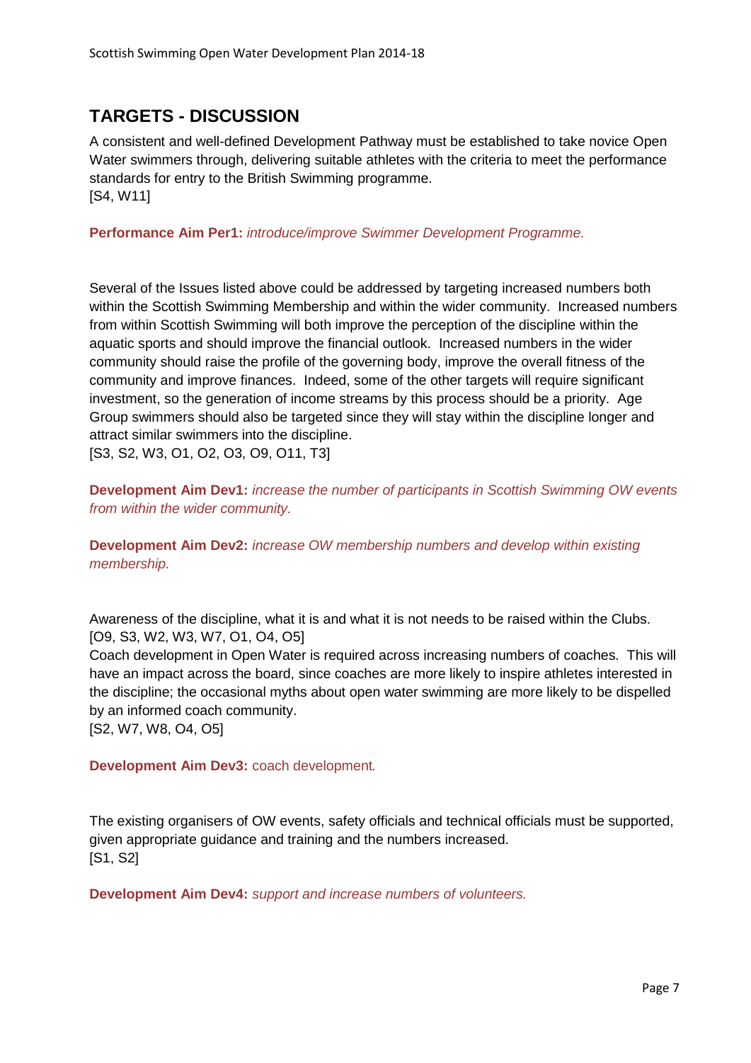## TARGETS - DISCUSSION

A consistent and well-defined Development Pathway must be established to take novice Open Water swimmers through, delivering suitable athletes with the criteria to meet the performance standards for entry to the British Swimming programme.
[S4, W11]

**Performance Aim Per1:** *introduce/improve Swimmer Development Programme.*

Several of the Issues listed above could be addressed by targeting increased numbers both within the Scottish Swimming Membership and within the wider community. Increased numbers from within Scottish Swimming will both improve the perception of the discipline within the aquatic sports and should improve the financial outlook. Increased numbers in the wider community should raise the profile of the governing body, improve the overall fitness of the community and improve finances. Indeed, some of the other targets will require significant investment, so the generation of income streams by this process should be a priority. Age Group swimmers should also be targeted since they will stay within the discipline longer and attract similar swimmers into the discipline.
[S3, S2, W3, O1, O2, O3, O9, O11, T3]

**Development Aim Dev1:** *increase the number of participants in Scottish Swimming OW events from within the wider community.*

**Development Aim Dev2:** *increase OW membership numbers and develop within existing membership.*

Awareness of the discipline, what it is and what it is not needs to be raised within the Clubs.
[O9, S3, W2, W3, W7, O1, O4, O5]
Coach development in Open Water is required across increasing numbers of coaches. This will have an impact across the board, since coaches are more likely to inspire athletes interested in the discipline; the occasional myths about open water swimming are more likely to be dispelled by an informed coach community.
[S2, W7, W8, O4, O5]

**Development Aim Dev3:** coach development.

The existing organisers of OW events, safety officials and technical officials must be supported, given appropriate guidance and training and the numbers increased.
[S1, S2]

**Development Aim Dev4:** *support and increase numbers of volunteers.*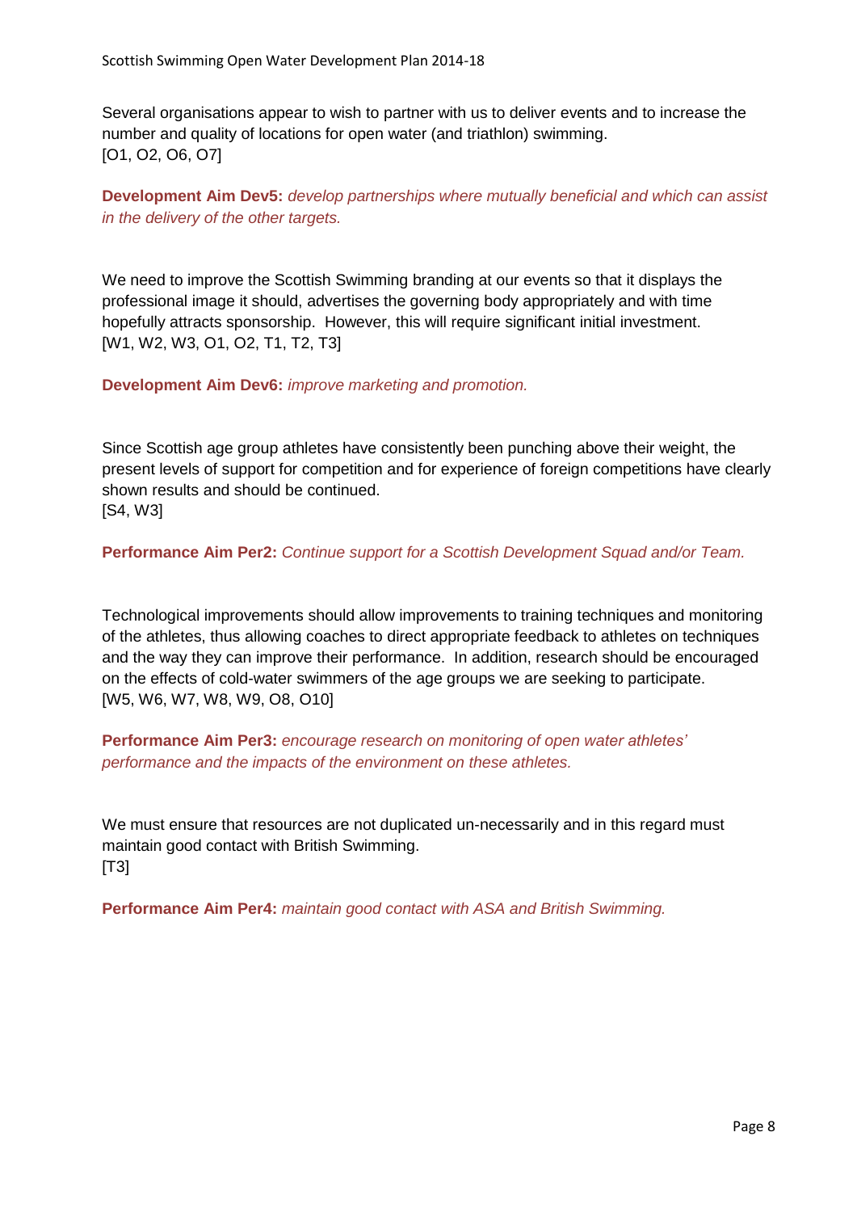Several organisations appear to wish to partner with us to deliver events and to increase the number and quality of locations for open water (and triathlon) swimming.
[O1, O2, O6, O7]

**Development Aim Dev5:** *develop partnerships where mutually beneficial and which can assist in the delivery of the other targets.*

We need to improve the Scottish Swimming branding at our events so that it displays the professional image it should, advertises the governing body appropriately and with time hopefully attracts sponsorship. However, this will require significant initial investment.
[W1, W2, W3, O1, O2, T1, T2, T3]

**Development Aim Dev6:** *improve marketing and promotion.*

Since Scottish age group athletes have consistently been punching above their weight, the present levels of support for competition and for experience of foreign competitions have clearly shown results and should be continued.
[S4, W3]

**Performance Aim Per2:** *Continue support for a Scottish Development Squad and/or Team.*

Technological improvements should allow improvements to training techniques and monitoring of the athletes, thus allowing coaches to direct appropriate feedback to athletes on techniques and the way they can improve their performance. In addition, research should be encouraged on the effects of cold-water swimmers of the age groups we are seeking to participate.
[W5, W6, W7, W8, W9, O8, O10]

**Performance Aim Per3:** *encourage research on monitoring of open water athletes' performance and the impacts of the environment on these athletes.*

We must ensure that resources are not duplicated un-necessarily and in this regard must maintain good contact with British Swimming.
[T3]

**Performance Aim Per4:** *maintain good contact with ASA and British Swimming.*